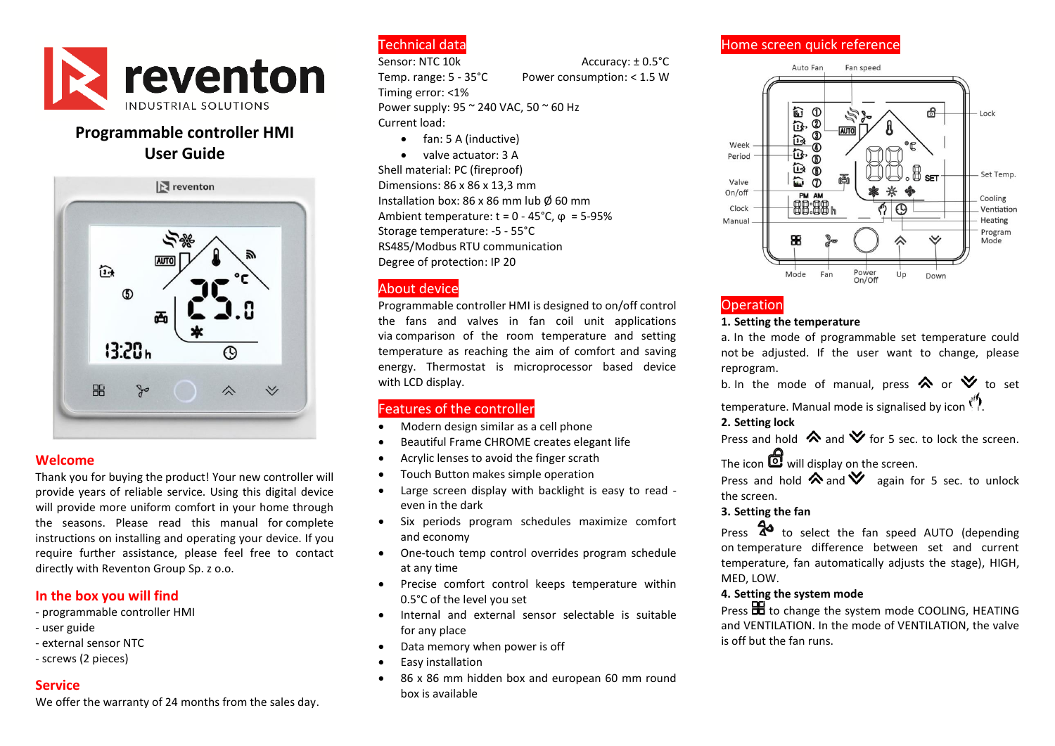# reventon

INDUSTRIAL SOLUTIONS

## Programmable controller HMI
## User Guide

## Welcome

Thank you for buying the product! Your new controller will provide years of reliable service. Using this digital device will provide more uniform comfort in your home through the seasons. Please read this manual for complete instructions on installing and operating your device. If you require further assistance, please feel free to contact directly with Reventon Group Sp. z o.o.

## In the box you will find

- programmable controller HMI
- user guide
- external sensor NTC
- screws (2 pieces)

## Service

We offer the warranty of 24 months from the sales day.

## Technical data

Sensor: NTC 10k
Accuracy: ± 0.5°C
Temp. range: 5 - 35°C
Power consumption: < 1.5 W
Timing error: <1%
Power supply: 95 ~ 240 VAC, 50 ~ 60 Hz
Current load:

- fan: 5 A (inductive)
- valve actuator: 3 A

Shell material: PC (fireproof)
Dimensions: 86 x 86 x 13,3 mm
Installation box: 86 x 86 mm lub Ø 60 mm
Ambient temperature: t = 0 - 45°C, φ = 5-95%
Storage temperature: -5 - 55°C
RS485/Modbus RTU communication
Degree of protection: IP 20

## About device

Programmable controller HMI is designed to on/off control the fans and valves in fan coil unit applications via comparison of the room temperature and setting temperature as reaching the aim of comfort and saving energy. Thermostat is microprocessor based device with LCD display.

## Features of the controller

- Modern design similar as a cell phone
- Beautiful Frame CHROME creates elegant life
- Acrylic lenses to avoid the finger scratch
- Touch Button makes simple operation
- Large screen display with backlight is easy to read - even in the dark
- Six periods program schedules maximize comfort and economy
- One-touch temp control overrides program schedule at any time
- Precise comfort control keeps temperature within 0.5°C of the level you set
- Internal and external sensor selectable is suitable for any place
- Data memory when power is off
- Easy installation
- 86 x 86 mm hidden box and european 60 mm round box is available

## Home screen quick reference

Auto Fan, Fan speed, Lock, Week Period, Set Temp., Valve On/off, Clock, Manual, Cooling, Ventiation, Heating, Program Mode, Mode, Fan, Power On/Off, Up, Down

## Operation

**1. Setting the temperature**

a. In the mode of programmable set temperature could not be adjusted. If the user want to change, please reprogram.

b. In the mode of manual, press ⩓ or ⩔ to set temperature. Manual mode is signalised by icon.

**2. Setting lock**

Press and hold ⩓ and ⩔ for 5 sec. to lock the screen.

The icon will display on the screen.

Press and hold ⩓ and ⩔ again for 5 sec. to unlock the screen.

**3. Setting the fan**

Press to select the fan speed AUTO (depending on temperature difference between set and current temperature, fan automatically adjusts the stage), HIGH, MED, LOW.

**4. Setting the system mode**

Press to change the system mode COOLING, HEATING and VENTILATION. In the mode of VENTILATION, the valve is off but the fan runs.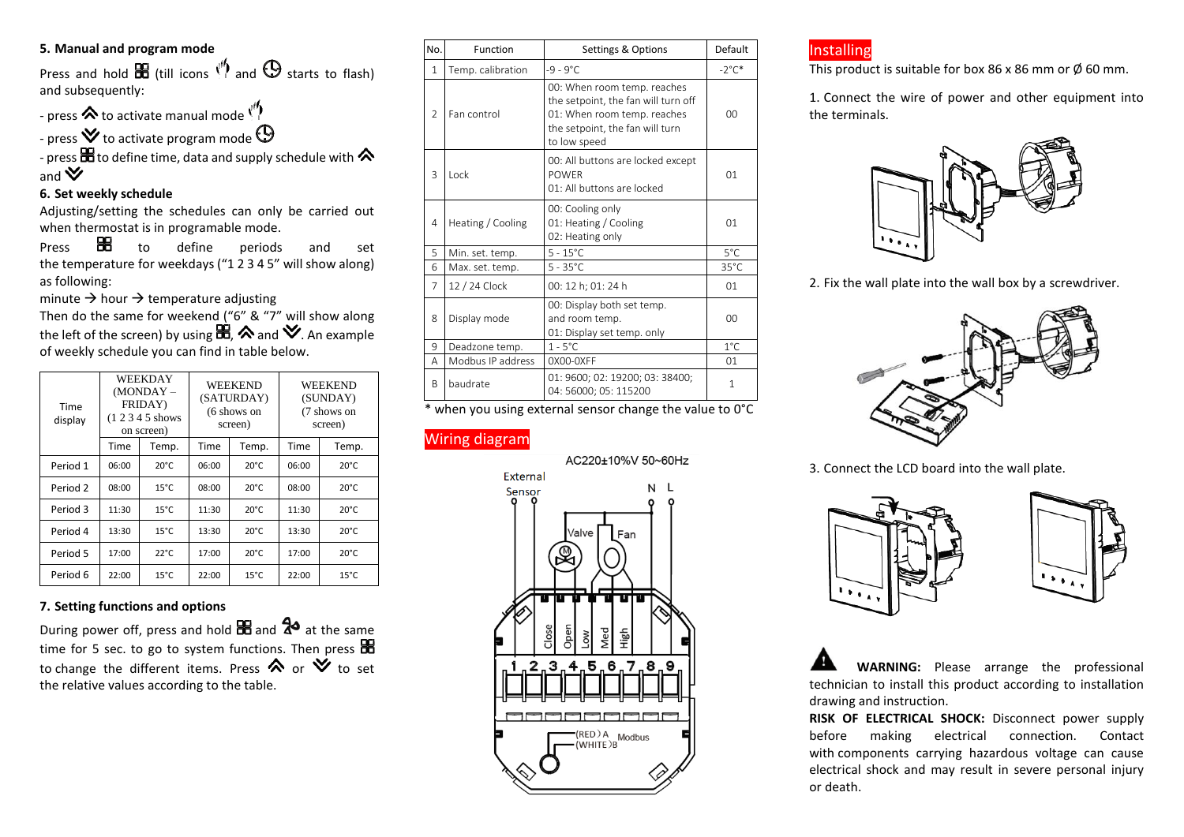### 5. Manual and program mode

Press and hold ⊞ (till icons 🖐 and 🕒 starts to flash) and subsequently:

- press ⌃ to activate manual mode 🖐
- press ⌄ to activate program mode 🕒
- press ⊞ to define time, data and supply schedule with ⌃ and ⌄

### 6. Set weekly schedule

Adjusting/setting the schedules can only be carried out when thermostat is in programable mode.

Press ⊞ to define periods and set the temperature for weekdays ("1 2 3 4 5" will show along) as following:

minute → hour → temperature adjusting

Then do the same for weekend ("6" & "7" will show along the left of the screen) by using ⊞, ⌃ and ⌄. An example of weekly schedule you can find in table below.

| Time display | WEEKDAY (MONDAY – FRIDAY) (1 2 3 4 5 shows on screen) | | WEEKEND (SATURDAY) (6 shows on screen) | | WEEKEND (SUNDAY) (7 shows on screen) | |
|---|---|---|---|---|---|---|
| | Time | Temp. | Time | Temp. | Time | Temp. |
| Period 1 | 06:00 | 20°C | 06:00 | 20°C | 06:00 | 20°C |
| Period 2 | 08:00 | 15°C | 08:00 | 20°C | 08:00 | 20°C |
| Period 3 | 11:30 | 15°C | 11:30 | 20°C | 11:30 | 20°C |
| Period 4 | 13:30 | 15°C | 13:30 | 20°C | 13:30 | 20°C |
| Period 5 | 17:00 | 22°C | 17:00 | 20°C | 17:00 | 20°C |
| Period 6 | 22:00 | 15°C | 22:00 | 15°C | 22:00 | 15°C |

### 7. Setting functions and options

During power off, press and hold ⊞ and ⚙ at the same time for 5 sec. to go to system functions. Then press ⊞ to change the different items. Press ⌃ or ⌄ to set the relative values according to the table.

| No. | Function | Settings & Options | Default |
|---|---|---|---|
| 1 | Temp. calibration | -9 - 9°C | -2°C* |
| 2 | Fan control | 00: When room temp. reaches the setpoint, the fan will turn off<br>01: When room temp. reaches the setpoint, the fan will turn to low speed | 00 |
| 3 | Lock | 00: All buttons are locked except POWER<br>01: All buttons are locked | 01 |
| 4 | Heating / Cooling | 00: Cooling only<br>01: Heating / Cooling<br>02: Heating only | 01 |
| 5 | Min. set. temp. | 5 - 15°C | 5°C |
| 6 | Max. set. temp. | 5 - 35°C | 35°C |
| 7 | 12 / 24 Clock | 00: 12 h; 01: 24 h | 01 |
| 8 | Display mode | 00: Display both set temp. and room temp.<br>01: Display set temp. only | 00 |
| 9 | Deadzone temp. | 1 - 5°C | 1°C |
| A | Modbus IP address | 0X00-0XFF | 01 |
| B | baudrate | 01: 9600; 02: 19200; 03: 38400; 04: 56000; 05: 115200 | 1 |

* when you using external sensor change the value to 0°C

## Wiring diagram

AC220±10%V 50~60Hz

External Sensor

N L

Valve

Fan

Close Open Low Med High

1 2 3 4 5 6 7 8 9

(RED) A
(WHITE) B
Modbus

## Installing

This product is suitable for box 86 x 86 mm or Ø 60 mm.

1. Connect the wire of power and other equipment into the terminals.

2. Fix the wall plate into the wall box by a screwdriver.

3. Connect the LCD board into the wall plate.

**WARNING:** Please arrange the professional technician to install this product according to installation drawing and instruction.

**RISK OF ELECTRICAL SHOCK:** Disconnect power supply before making electrical connection. Contact with components carrying hazardous voltage can cause electrical shock and may result in severe personal injury or death.